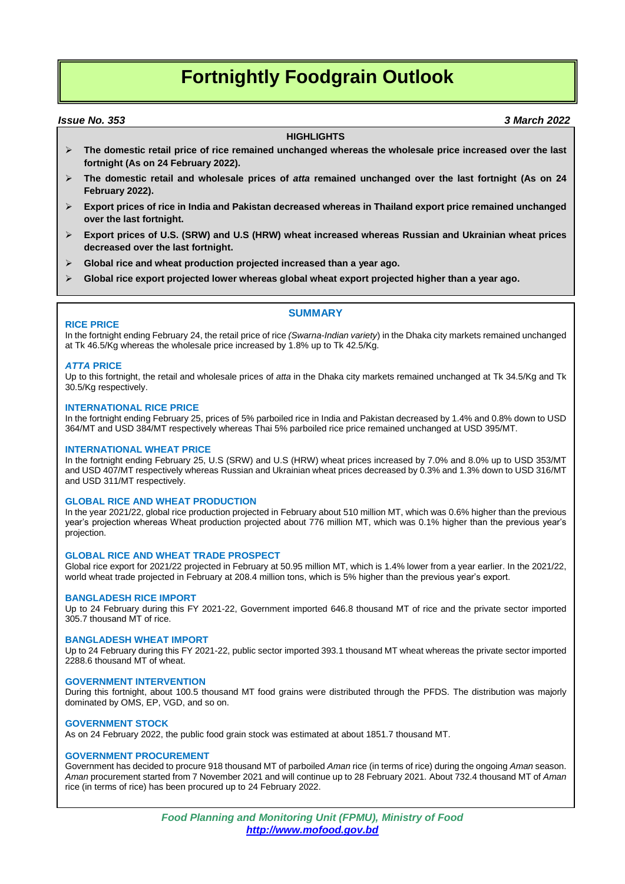# Fortnightly Foodgrain Outlook

***Issue No. 353*** ***3 March 2022***

**HIGHLIGHTS**

- **The domestic retail price of rice remained unchanged whereas the wholesale price increased over the last fortnight (As on 24 February 2022).**
- **The domestic retail and wholesale prices of *atta* remained unchanged over the last fortnight (As on 24 February 2022).**
- **Export prices of rice in India and Pakistan decreased whereas in Thailand export price remained unchanged over the last fortnight.**
- **Export prices of U.S. (SRW) and U.S (HRW) wheat increased whereas Russian and Ukrainian wheat prices decreased over the last fortnight.**
- **Global rice and wheat production projected increased than a year ago.**
- **Global rice export projected lower whereas global wheat export projected higher than a year ago.**

## SUMMARY

### RICE PRICE

In the fortnight ending February 24, the retail price of rice *(Swarna-Indian variety*) in the Dhaka city markets remained unchanged at Tk 46.5/Kg whereas the wholesale price increased by 1.8% up to Tk 42.5/Kg.

### *ATTA* PRICE

Up to this fortnight, the retail and wholesale prices of *atta* in the Dhaka city markets remained unchanged at Tk 34.5/Kg and Tk 30.5/Kg respectively.

### INTERNATIONAL RICE PRICE

In the fortnight ending February 25, prices of 5% parboiled rice in India and Pakistan decreased by 1.4% and 0.8% down to USD 364/MT and USD 384/MT respectively whereas Thai 5% parboiled rice price remained unchanged at USD 395/MT.

### INTERNATIONAL WHEAT PRICE

In the fortnight ending February 25, U.S (SRW) and U.S (HRW) wheat prices increased by 7.0% and 8.0% up to USD 353/MT and USD 407/MT respectively whereas Russian and Ukrainian wheat prices decreased by 0.3% and 1.3% down to USD 316/MT and USD 311/MT respectively.

### GLOBAL RICE AND WHEAT PRODUCTION

In the year 2021/22, global rice production projected in February about 510 million MT, which was 0.6% higher than the previous year's projection whereas Wheat production projected about 776 million MT, which was 0.1% higher than the previous year's projection.

### GLOBAL RICE AND WHEAT TRADE PROSPECT

Global rice export for 2021/22 projected in February at 50.95 million MT, which is 1.4% lower from a year earlier. In the 2021/22, world wheat trade projected in February at 208.4 million tons, which is 5% higher than the previous year's export.

### BANGLADESH RICE IMPORT

Up to 24 February during this FY 2021-22, Government imported 646.8 thousand MT of rice and the private sector imported 305.7 thousand MT of rice.

### BANGLADESH WHEAT IMPORT

Up to 24 February during this FY 2021-22, public sector imported 393.1 thousand MT wheat whereas the private sector imported 2288.6 thousand MT of wheat.

### GOVERNMENT INTERVENTION

During this fortnight, about 100.5 thousand MT food grains were distributed through the PFDS. The distribution was majorly dominated by OMS, EP, VGD, and so on.

### GOVERNMENT STOCK

As on 24 February 2022, the public food grain stock was estimated at about 1851.7 thousand MT.

### GOVERNMENT PROCUREMENT

Government has decided to procure 918 thousand MT of parboiled *Aman* rice (in terms of rice) during the ongoing *Aman* season. *Aman* procurement started from 7 November 2021 and will continue up to 28 February 2021. About 732.4 thousand MT of *Aman* rice (in terms of rice) has been procured up to 24 February 2022.

***Food Planning and Monitoring Unit (FPMU), Ministry of Food***
***http://www.mofood.gov.bd***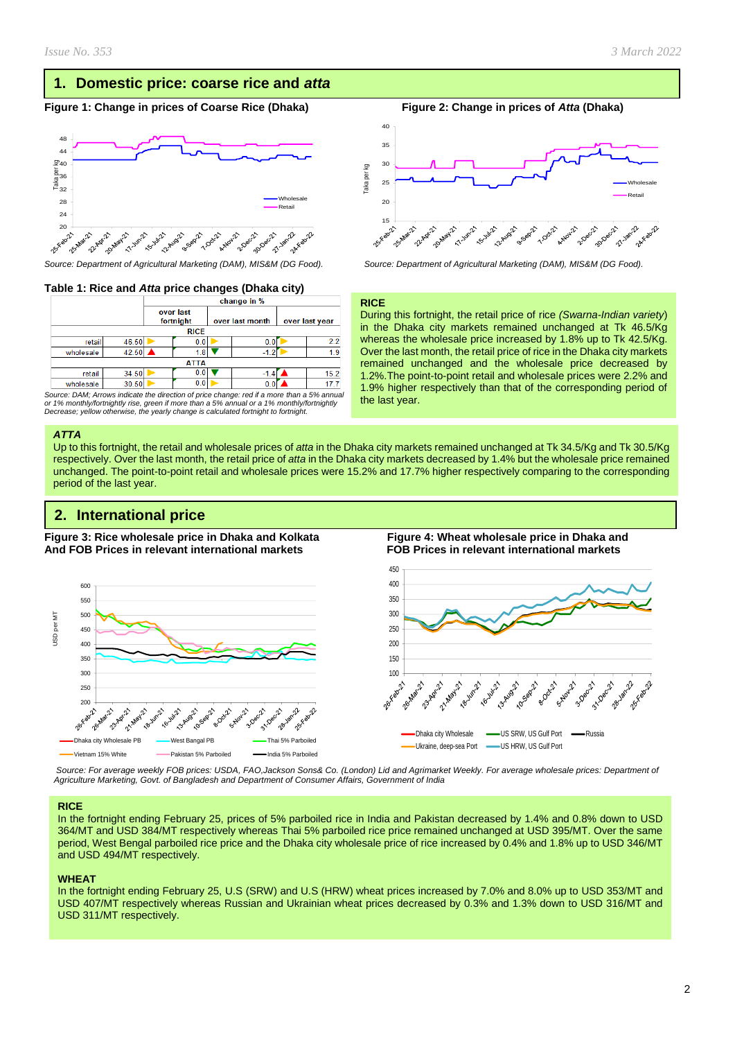## 1. Domestic price: coarse rice and *atta*

**Figure 1: Change in prices of Coarse Rice (Dhaka)**

*Source: Department of Agricultural Marketing (DAM), MIS&M (DG Food).*

**Figure 2: Change in prices of *Atta* (Dhaka)**

*Source: Department of Agricultural Marketing (DAM), MIS&M (DG Food).*

**Table 1: Rice and *Atta* price changes (Dhaka city)**

| | | change in % | | |
|---|---|---|---|---|
| | | over last fortnight | over last month | over last year |
| **RICE** | | | | |
| retail | 46.50 | 0.0 | 0.0 | 2.2 |
| wholesale | 42.50 | 1.8 | -1.2 | 1.9 |
| **ATTA** | | | | |
| retail | 34.50 | 0.0 | -1.4 | 15.2 |
| wholesale | 30.50 | 0.0 | 0.0 | 17.7 |

*Source: DAM; Arrows indicate the direction of price change: red if a more than a 5% annual or 1% monthly/fortnightly rise, green if more than a 5% annual or a 1% monthly/fortnightly Decrease; yellow otherwise, the yearly change is calculated fortnight to fortnight.*

**RICE**

During this fortnight, the retail price of rice *(Swarna-Indian variety)* in the Dhaka city markets remained unchanged at Tk 46.5/Kg whereas the wholesale price increased by 1.8% up to Tk 42.5/Kg. Over the last month, the retail price of rice in the Dhaka city markets remained unchanged and the wholesale price decreased by 1.2%.The point-to-point retail and wholesale prices were 2.2% and 1.9% higher respectively than that of the corresponding period of the last year.

***ATTA***

Up to this fortnight, the retail and wholesale prices of *atta* in the Dhaka city markets remained unchanged at Tk 34.5/Kg and Tk 30.5/Kg respectively. Over the last month, the retail price of *atta* in the Dhaka city markets decreased by 1.4% but the wholesale price remained unchanged. The point-to-point retail and wholesale prices were 15.2% and 17.7% higher respectively comparing to the corresponding period of the last year.

## 2. International price

**Figure 3: Rice wholesale price in Dhaka and Kolkata And FOB Prices in relevant international markets**

**Figure 4: Wheat wholesale price in Dhaka and FOB Prices in relevant international markets**

*Source: For average weekly FOB prices: USDA, FAO,Jackson Sons& Co. (London) Lid and Agrimarket Weekly. For average wholesale prices: Department of Agriculture Marketing, Govt. of Bangladesh and Department of Consumer Affairs, Government of India*

**RICE**

In the fortnight ending February 25, prices of 5% parboiled rice in India and Pakistan decreased by 1.4% and 0.8% down to USD 364/MT and USD 384/MT respectively whereas Thai 5% parboiled rice price remained unchanged at USD 395/MT. Over the same period, West Bengal parboiled rice price and the Dhaka city wholesale price of rice increased by 0.4% and 1.8% up to USD 346/MT and USD 494/MT respectively.

**WHEAT**

In the fortnight ending February 25, U.S (SRW) and U.S (HRW) wheat prices increased by 7.0% and 8.0% up to USD 353/MT and USD 407/MT respectively whereas Russian and Ukrainian wheat prices decreased by 0.3% and 1.3% down to USD 316/MT and USD 311/MT respectively.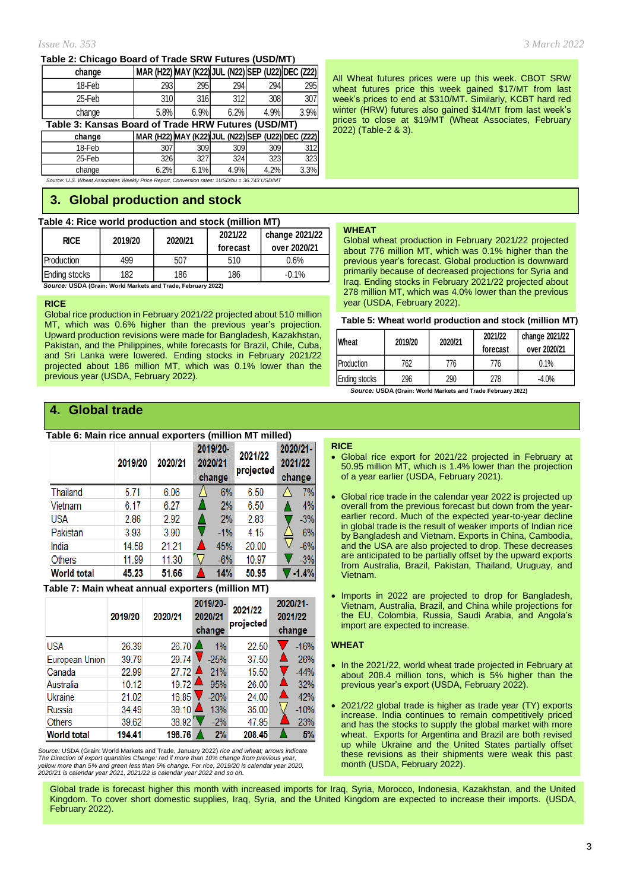**Table 2: Chicago Board of Trade SRW Futures (USD/MT)**

| change | MAR (H22) | MAY (K22) | JUL (N22) | SEP (U22) | DEC (Z22) |
|---|---|---|---|---|---|
| 18-Feb | 293 | 295 | 294 | 294 | 295 |
| 25-Feb | 310 | 316 | 312 | 308 | 307 |
| change | 5.8% | 6.9% | 6.2% | 4.9% | 3.9% |

**Table 3: Kansas Board of Trade HRW Futures (USD/MT)**

| change | MAR (H22) | MAY (K22) | JUL (N22) | SEP (U22) | DEC (Z22) |
|---|---|---|---|---|---|
| 18-Feb | 307 | 309 | 309 | 309 | 312 |
| 25-Feb | 326 | 327 | 324 | 323 | 323 |
| change | 6.2% | 6.1% | 4.9% | 4.2% | 3.3% |

*Source: U.S. Wheat Associates Weekly Price Report, Conversion rates: 1USD/bu = 36.743 USD/MT*

All Wheat futures prices were up this week. CBOT SRW wheat futures price this week gained $17/MT from last week's prices to end at $310/MT. Similarly, KCBT hard red winter (HRW) futures also gained $14/MT from last week's prices to close at $19/MT (Wheat Associates, February 2022) (Table-2 & 3).

## 3. Global production and stock

**Table 4: Rice world production and stock (million MT)**

| RICE | 2019/20 | 2020/21 | 2021/22 forecast | change 2021/22 over 2020/21 |
|---|---|---|---|---|
| Production | 499 | 507 | 510 | 0.6% |
| Ending stocks | 182 | 186 | 186 | -0.1% |

***Source:*** **USDA (Grain: World Markets and Trade, February 2022)**

**RICE**

Global rice production in February 2021/22 projected about 510 million MT, which was 0.6% higher than the previous year's projection. Upward production revisions were made for Bangladesh, Kazakhstan, Pakistan, and the Philippines, while forecasts for Brazil, Chile, Cuba, and Sri Lanka were lowered. Ending stocks in February 2021/22 projected about 186 million MT, which was 0.1% lower than the previous year (USDA, February 2022).

**WHEAT**

Global wheat production in February 2021/22 projected about 776 million MT, which was 0.1% higher than the previous year's forecast. Global production is downward primarily because of decreased projections for Syria and Iraq. Ending stocks in February 2021/22 projected about 278 million MT, which was 4.0% lower than the previous year (USDA, February 2022).

**Table 5: Wheat world production and stock (million MT)**

| Wheat | 2019/20 | 2020/21 | 2021/22 forecast | change 2021/22 over 2020/21 |
|---|---|---|---|---|
| Production | 762 | 776 | 776 | 0.1% |
| Ending stocks | 296 | 290 | 278 | -4.0% |

***Source:*** **USDA (Grain: World Markets and Trade February 2022)**

## 4. Global trade

**Table 6: Main rice annual exporters (million MT milled)**

| | 2019/20 | 2020/21 | 2019/20-2020/21 change | 2021/22 projected | 2020/21-2021/22 change |
|---|---|---|---|---|---|
| Thailand | 5.71 | 6.06 | 6% | 6.50 | 7% |
| Vietnam | 6.17 | 6.27 | 2% | 6.50 | 4% |
| USA | 2.86 | 2.92 | 2% | 2.83 | -3% |
| Pakistan | 3.93 | 3.90 | -1% | 4.15 | 6% |
| India | 14.58 | 21.21 | 45% | 20.00 | -6% |
| Others | 11.99 | 11.30 | -6% | 10.97 | -3% |
| **World total** | **45.23** | **51.66** | **14%** | **50.95** | **-1.4%** |

**Table 7: Main wheat annual exporters (million MT)**

| | 2019/20 | 2020/21 | 2019/20-2020/21 change | 2021/22 projected | 2020/21-2021/22 change |
|---|---|---|---|---|---|
| USA | 26.39 | 26.70 | 1% | 22.50 | -16% |
| European Union | 39.79 | 29.74 | -25% | 37.50 | 26% |
| Canada | 22.99 | 27.72 | 21% | 15.50 | -44% |
| Australia | 10.12 | 19.72 | 95% | 26.00 | 32% |
| Ukraine | 21.02 | 16.85 | -20% | 24.00 | 42% |
| Russia | 34.49 | 39.10 | 13% | 35.00 | -10% |
| Others | 39.62 | 38.92 | -2% | 47.95 | 23% |
| **World total** | **194.41** | **198.76** | **2%** | **208.45** | **5%** |

*Source:* USDA (Grain: World Markets and Trade, January 2022) *rice and wheat; arrows indicate The Direction of export quantities Change: red if more than 10% change from previous year, yellow more than 5% and green less than 5% change. For rice, 2019/20 is calendar year 2020, 2020/21 is calendar year 2021, 2021/22 is calendar year 2022 and so on.*

**RICE**

- Global rice export for 2021/22 projected in February at 50.95 million MT, which is 1.4% lower than the projection of a year earlier (USDA, February 2021).
- Global rice trade in the calendar year 2022 is projected up overall from the previous forecast but down from the year-earlier record. Much of the expected year-to-year decline in global trade is the result of weaker imports of Indian rice by Bangladesh and Vietnam. Exports in China, Cambodia, and the USA are also projected to drop. These decreases are anticipated to be partially offset by the upward exports from Australia, Brazil, Pakistan, Thailand, Uruguay, and Vietnam.
- Imports in 2022 are projected to drop for Bangladesh, Vietnam, Australia, Brazil, and China while projections for the EU, Colombia, Russia, Saudi Arabia, and Angola's import are expected to increase.

**WHEAT**

- In the 2021/22, world wheat trade projected in February at about 208.4 million tons, which is 5% higher than the previous year's export (USDA, February 2022).
- 2021/22 global trade is higher as trade year (TY) exports increase. India continues to remain competitively priced and has the stocks to supply the global market with more wheat. Exports for Argentina and Brazil are both revised up while Ukraine and the United States partially offset these revisions as their shipments were weak this past month (USDA, February 2022).

Global trade is forecast higher this month with increased imports for Iraq, Syria, Morocco, Indonesia, Kazakhstan, and the United Kingdom. To cover short domestic supplies, Iraq, Syria, and the United Kingdom are expected to increase their imports. (USDA, February 2022).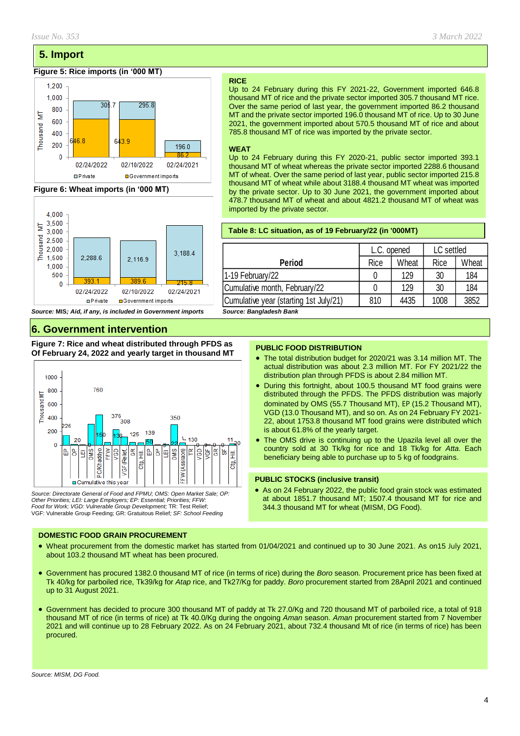## 5. Import

**Figure 5: Rice imports (in '000 MT)**

Thousand MT
1,200
1,000
800
600
400
200
0
305.7
646.8
295.8
643.9
196.0
86.2
02/24/2022
02/10/2022
02/24/2021
Private
Government imports

**Figure 6: Wheat imports (in '000 MT)**

Thousand MT
4,000
3,500
3,000
2,500
2,000
1,500
1,000
500
0
2,288.6
393.1
2,116.9
389.6
3,188.4
215.8
02/24/2022
02/10/2022
02/24/2021
Private
Government imports

*Source: MIS; Aid, if any, is included in Government imports*

**RICE**
Up to 24 February during this FY 2021-22, Government imported 646.8 thousand MT of rice and the private sector imported 305.7 thousand MT rice. Over the same period of last year, the government imported 86.2 thousand MT and the private sector imported 196.0 thousand MT rice. Up to 30 June 2021, the government imported about 570.5 thousand MT of rice and about 785.8 thousand MT of rice was imported by the private sector.

**WEAT**
Up to 24 February during this FY 2020-21, public sector imported 393.1 thousand MT of wheat whereas the private sector imported 2288.6 thousand MT of wheat. Over the same period of last year, public sector imported 215.8 thousand MT of wheat while about 3188.4 thousand MT wheat was imported by the private sector. Up to 30 June 2021, the government imported about 478.7 thousand MT of wheat and about 4821.2 thousand MT of wheat was imported by the private sector.

**Table 8: LC situation, as of 19 February/22 (in '000MT)**

| Period | L.C. opened | | LC settled | |
|---|---|---|---|---|
| | Rice | Wheat | Rice | Wheat |
| 1-19 February/22 | 0 | 129 | 30 | 184 |
| Cumulative month, February/22 | 0 | 129 | 30 | 184 |
| Cumulative year (starting 1st July/21) | 810 | 4435 | 1008 | 3852 |

*Source: Bangladesh Bank*

## 6. Government intervention

**Figure 7: Rice and wheat distributed through PFDS as Of February 24, 2022 and yearly target in thousand MT**

Thousand MT
1000
800
600
400
200
0
226
20
0
760
150
376
130
308
125
50
139
3
350
22
130
0
0
0
11
20
EP
OP
LEI
OMS
PC/Khaddyo
FFW
VGD
VGF/Relief
GR
Ctg. Hill.
EP
OP
LEI
OMS
FFW(Assaon)
TR
VGD
VGF
GR
SF
Ctg. Hill.
Cumulative this year

*Source: Directorate General of Food and FPMU; OMS: Open Market Sale; OP: Other Priorities; LEI: Large Employers; EP: Essential; Priorities; FFW: Food for Work; VGD: Vulnerable Group Development;* TR: Test Relief; VGF: Vulnerable Group Feeding; GR: Gratuitous Relief; *SF: School Feeding*

**PUBLIC FOOD DISTRIBUTION**

- The total distribution budget for 2020/21 was 3.14 million MT. The actual distribution was about 2.3 million MT. For FY 2021/22 the distribution plan through PFDS is about 2.84 million MT.
- During this fortnight, about 100.5 thousand MT food grains were distributed through the PFDS. The PFDS distribution was majorly dominated by OMS (55.7 Thousand MT), EP (15.2 Thousand MT), VGD (13.0 Thousand MT), and so on. As on 24 February FY 2021-22, about 1753.8 thousand MT food grains were distributed which is about 61.8% of the yearly target.
- The OMS drive is continuing up to the Upazila level all over the country sold at 30 Tk/kg for rice and 18 Tk/kg for *Atta*. Each beneficiary being able to purchase up to 5 kg of foodgrains.

**PUBLIC STOCKS (inclusive transit)**

- As on 24 February 2022, the public food grain stock was estimated at about 1851.7 thousand MT; 1507.4 thousand MT for rice and 344.3 thousand MT for wheat (MISM, DG Food).

**DOMESTIC FOOD GRAIN PROCUREMENT**

- Wheat procurement from the domestic market has started from 01/04/2021 and continued up to 30 June 2021. As on15 July 2021, about 103.2 thousand MT wheat has been procured.
- Government has procured 1382.0 thousand MT of rice (in terms of rice) during the *Boro* season. Procurement price has been fixed at Tk 40/kg for parboiled rice, Tk39/kg for *Atap* rice, and Tk27/Kg for paddy. *Boro* procurement started from 28April 2021 and continued up to 31 August 2021.
- Government has decided to procure 300 thousand MT of paddy at Tk 27.0/Kg and 720 thousand MT of parboiled rice, a total of 918 thousand MT of rice (in terms of rice) at Tk 40.0/Kg during the ongoing *Aman* season. *Aman* procurement started from 7 November 2021 and will continue up to 28 February 2022. As on 24 February 2021, about 732.4 thousand Mt of rice (in terms of rice) has been procured.

*Source: MISM, DG Food.*